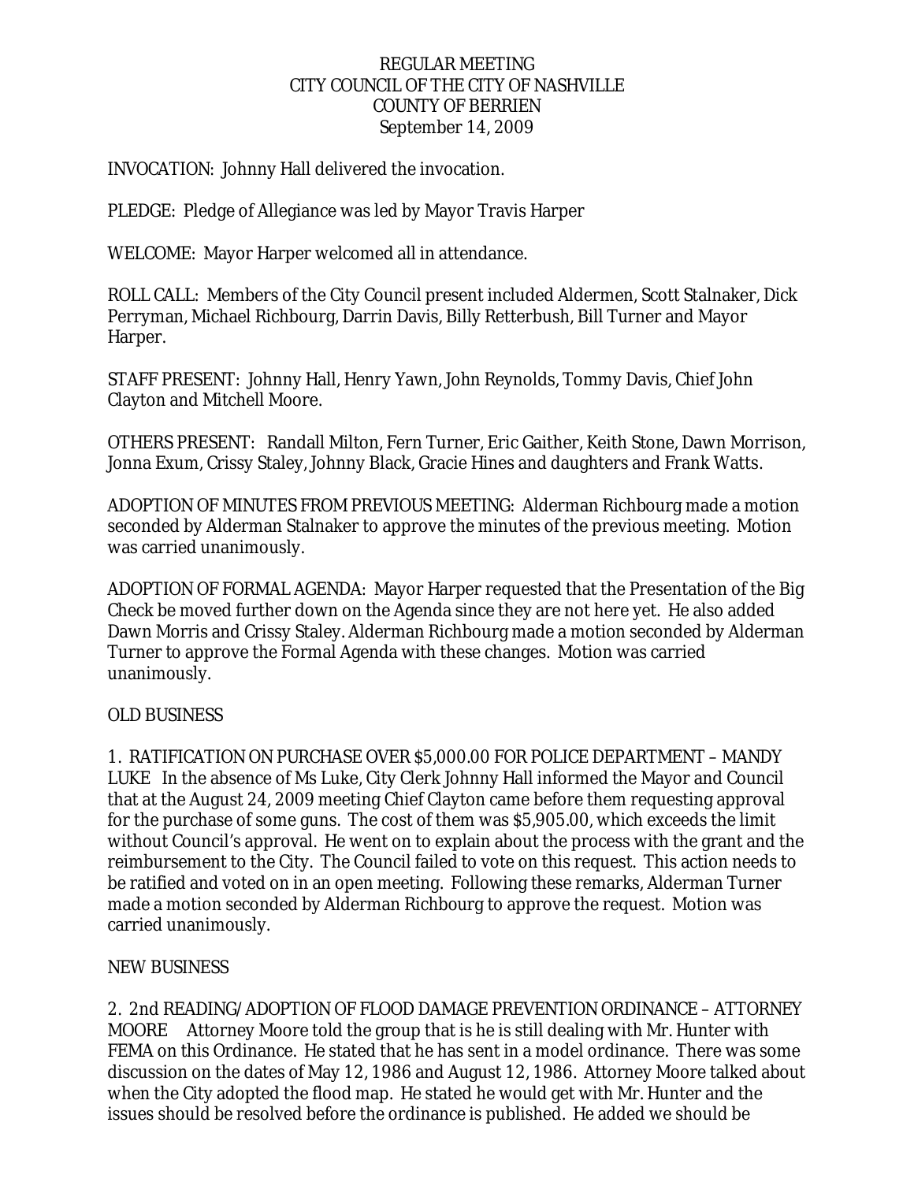REGULAR MEETING
CITY COUNCIL OF THE CITY OF NASHVILLE
COUNTY OF BERRIEN
September 14, 2009

INVOCATION: Johnny Hall delivered the invocation.

PLEDGE: Pledge of Allegiance was led by Mayor Travis Harper

WELCOME: Mayor Harper welcomed all in attendance.

ROLL CALL: Members of the City Council present included Aldermen, Scott Stalnaker, Dick Perryman, Michael Richbourg, Darrin Davis, Billy Retterbush, Bill Turner and Mayor Harper.

STAFF PRESENT: Johnny Hall, Henry Yawn, John Reynolds, Tommy Davis, Chief John Clayton and Mitchell Moore.

OTHERS PRESENT: Randall Milton, Fern Turner, Eric Gaither, Keith Stone, Dawn Morrison, Jonna Exum, Crissy Staley, Johnny Black, Gracie Hines and daughters and Frank Watts.

ADOPTION OF MINUTES FROM PREVIOUS MEETING: Alderman Richbourg made a motion seconded by Alderman Stalnaker to approve the minutes of the previous meeting. Motion was carried unanimously.

ADOPTION OF FORMAL AGENDA: Mayor Harper requested that the Presentation of the Big Check be moved further down on the Agenda since they are not here yet. He also added Dawn Morris and Crissy Staley. Alderman Richbourg made a motion seconded by Alderman Turner to approve the Formal Agenda with these changes. Motion was carried unanimously.

OLD BUSINESS

1. RATIFICATION ON PURCHASE OVER $5,000.00 FOR POLICE DEPARTMENT – MANDY LUKE In the absence of Ms Luke, City Clerk Johnny Hall informed the Mayor and Council that at the August 24, 2009 meeting Chief Clayton came before them requesting approval for the purchase of some guns. The cost of them was $5,905.00, which exceeds the limit without Council's approval. He went on to explain about the process with the grant and the reimbursement to the City. The Council failed to vote on this request. This action needs to be ratified and voted on in an open meeting. Following these remarks, Alderman Turner made a motion seconded by Alderman Richbourg to approve the request. Motion was carried unanimously.

NEW BUSINESS

2. 2nd READING/ADOPTION OF FLOOD DAMAGE PREVENTION ORDINANCE – ATTORNEY MOORE Attorney Moore told the group that is he is still dealing with Mr. Hunter with FEMA on this Ordinance. He stated that he has sent in a model ordinance. There was some discussion on the dates of May 12, 1986 and August 12, 1986. Attorney Moore talked about when the City adopted the flood map. He stated he would get with Mr. Hunter and the issues should be resolved before the ordinance is published. He added we should be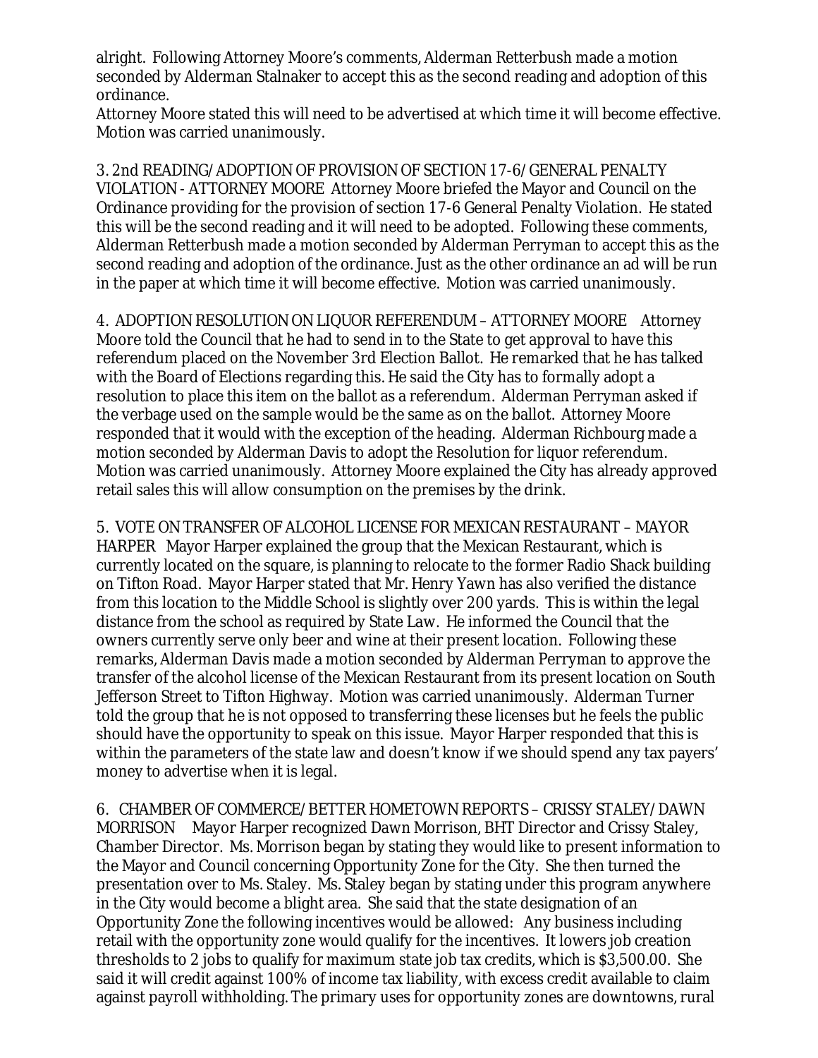alright. Following Attorney Moore's comments, Alderman Retterbush made a motion seconded by Alderman Stalnaker to accept this as the second reading and adoption of this ordinance.
Attorney Moore stated this will need to be advertised at which time it will become effective. Motion was carried unanimously.

3. 2nd READING/ADOPTION OF PROVISION OF SECTION 17-6/GENERAL PENALTY VIOLATION - ATTORNEY MOORE Attorney Moore briefed the Mayor and Council on the Ordinance providing for the provision of section 17-6 General Penalty Violation. He stated this will be the second reading and it will need to be adopted. Following these comments, Alderman Retterbush made a motion seconded by Alderman Perryman to accept this as the second reading and adoption of the ordinance. Just as the other ordinance an ad will be run in the paper at which time it will become effective. Motion was carried unanimously.

4. ADOPTION RESOLUTION ON LIQUOR REFERENDUM – ATTORNEY MOORE Attorney Moore told the Council that he had to send in to the State to get approval to have this referendum placed on the November 3rd Election Ballot. He remarked that he has talked with the Board of Elections regarding this. He said the City has to formally adopt a resolution to place this item on the ballot as a referendum. Alderman Perryman asked if the verbage used on the sample would be the same as on the ballot. Attorney Moore responded that it would with the exception of the heading. Alderman Richbourg made a motion seconded by Alderman Davis to adopt the Resolution for liquor referendum. Motion was carried unanimously. Attorney Moore explained the City has already approved retail sales this will allow consumption on the premises by the drink.

5. VOTE ON TRANSFER OF ALCOHOL LICENSE FOR MEXICAN RESTAURANT – MAYOR HARPER Mayor Harper explained the group that the Mexican Restaurant, which is currently located on the square, is planning to relocate to the former Radio Shack building on Tifton Road. Mayor Harper stated that Mr. Henry Yawn has also verified the distance from this location to the Middle School is slightly over 200 yards. This is within the legal distance from the school as required by State Law. He informed the Council that the owners currently serve only beer and wine at their present location. Following these remarks, Alderman Davis made a motion seconded by Alderman Perryman to approve the transfer of the alcohol license of the Mexican Restaurant from its present location on South Jefferson Street to Tifton Highway. Motion was carried unanimously. Alderman Turner told the group that he is not opposed to transferring these licenses but he feels the public should have the opportunity to speak on this issue. Mayor Harper responded that this is within the parameters of the state law and doesn't know if we should spend any tax payers' money to advertise when it is legal.

6. CHAMBER OF COMMERCE/BETTER HOMETOWN REPORTS – CRISSY STALEY/DAWN MORRISON Mayor Harper recognized Dawn Morrison, BHT Director and Crissy Staley, Chamber Director. Ms. Morrison began by stating they would like to present information to the Mayor and Council concerning Opportunity Zone for the City. She then turned the presentation over to Ms. Staley. Ms. Staley began by stating under this program anywhere in the City would become a blight area. She said that the state designation of an Opportunity Zone the following incentives would be allowed: Any business including retail with the opportunity zone would qualify for the incentives. It lowers job creation thresholds to 2 jobs to qualify for maximum state job tax credits, which is $3,500.00. She said it will credit against 100% of income tax liability, with excess credit available to claim against payroll withholding. The primary uses for opportunity zones are downtowns, rural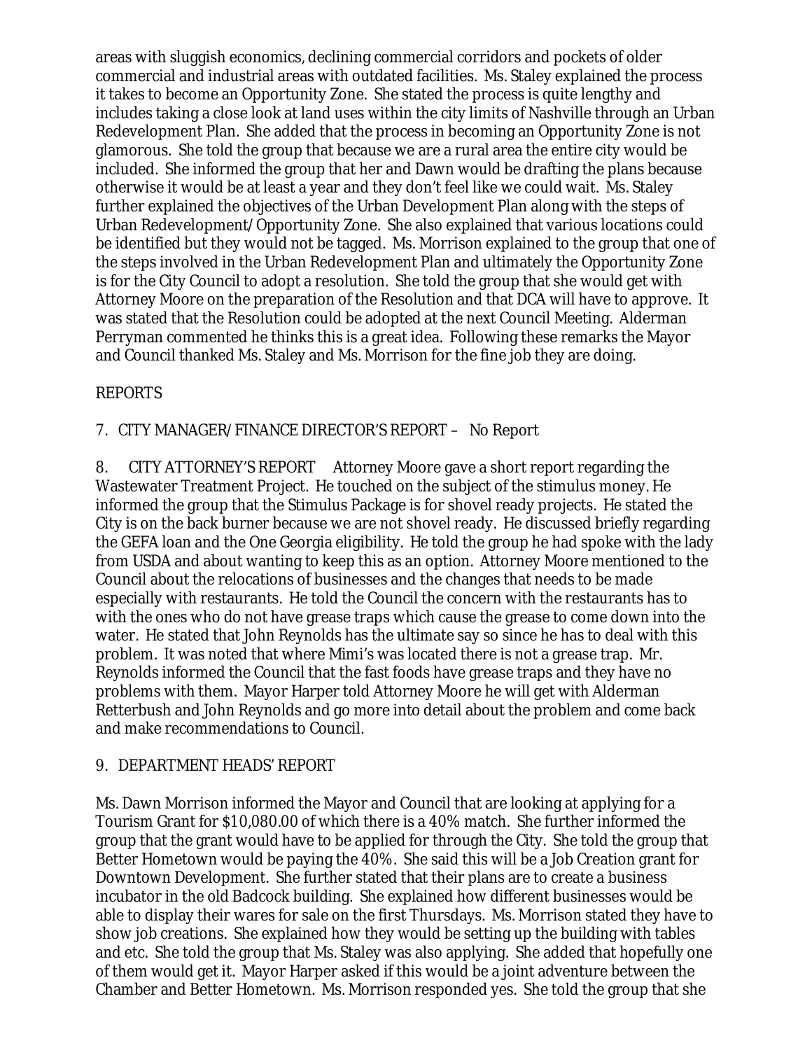areas with sluggish economics, declining commercial corridors and pockets of older commercial and industrial areas with outdated facilities. Ms. Staley explained the process it takes to become an Opportunity Zone. She stated the process is quite lengthy and includes taking a close look at land uses within the city limits of Nashville through an Urban Redevelopment Plan. She added that the process in becoming an Opportunity Zone is not glamorous. She told the group that because we are a rural area the entire city would be included. She informed the group that her and Dawn would be drafting the plans because otherwise it would be at least a year and they don't feel like we could wait. Ms. Staley further explained the objectives of the Urban Development Plan along with the steps of Urban Redevelopment/Opportunity Zone. She also explained that various locations could be identified but they would not be tagged. Ms. Morrison explained to the group that one of the steps involved in the Urban Redevelopment Plan and ultimately the Opportunity Zone is for the City Council to adopt a resolution. She told the group that she would get with Attorney Moore on the preparation of the Resolution and that DCA will have to approve. It was stated that the Resolution could be adopted at the next Council Meeting. Alderman Perryman commented he thinks this is a great idea. Following these remarks the Mayor and Council thanked Ms. Staley and Ms. Morrison for the fine job they are doing.

REPORTS

7. CITY MANAGER/FINANCE DIRECTOR'S REPORT – No Report

8. CITY ATTORNEY'S REPORT Attorney Moore gave a short report regarding the Wastewater Treatment Project. He touched on the subject of the stimulus money. He informed the group that the Stimulus Package is for shovel ready projects. He stated the City is on the back burner because we are not shovel ready. He discussed briefly regarding the GEFA loan and the One Georgia eligibility. He told the group he had spoke with the lady from USDA and about wanting to keep this as an option. Attorney Moore mentioned to the Council about the relocations of businesses and the changes that needs to be made especially with restaurants. He told the Council the concern with the restaurants has to with the ones who do not have grease traps which cause the grease to come down into the water. He stated that John Reynolds has the ultimate say so since he has to deal with this problem. It was noted that where Mimi's was located there is not a grease trap. Mr. Reynolds informed the Council that the fast foods have grease traps and they have no problems with them. Mayor Harper told Attorney Moore he will get with Alderman Retterbush and John Reynolds and go more into detail about the problem and come back and make recommendations to Council.

9. DEPARTMENT HEADS' REPORT

Ms. Dawn Morrison informed the Mayor and Council that are looking at applying for a Tourism Grant for $10,080.00 of which there is a 40% match. She further informed the group that the grant would have to be applied for through the City. She told the group that Better Hometown would be paying the 40%. She said this will be a Job Creation grant for Downtown Development. She further stated that their plans are to create a business incubator in the old Badcock building. She explained how different businesses would be able to display their wares for sale on the first Thursdays. Ms. Morrison stated they have to show job creations. She explained how they would be setting up the building with tables and etc. She told the group that Ms. Staley was also applying. She added that hopefully one of them would get it. Mayor Harper asked if this would be a joint adventure between the Chamber and Better Hometown. Ms. Morrison responded yes. She told the group that she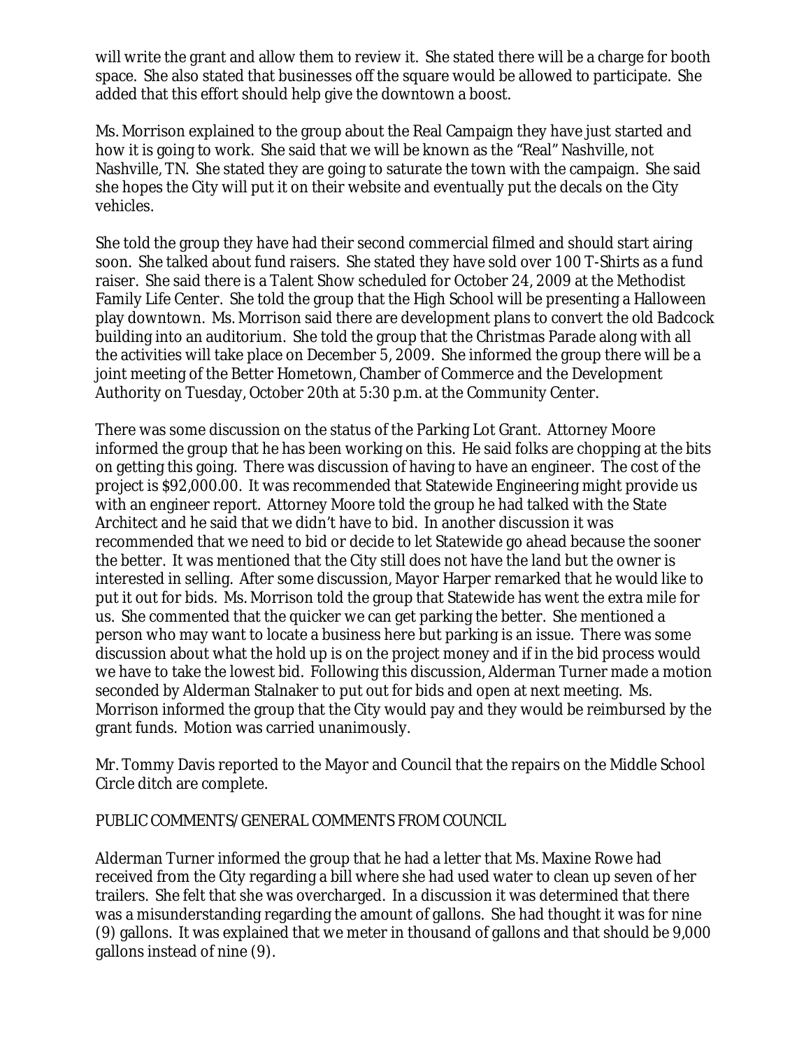will write the grant and allow them to review it. She stated there will be a charge for booth space. She also stated that businesses off the square would be allowed to participate. She added that this effort should help give the downtown a boost.

Ms. Morrison explained to the group about the Real Campaign they have just started and how it is going to work. She said that we will be known as the "Real" Nashville, not Nashville, TN. She stated they are going to saturate the town with the campaign. She said she hopes the City will put it on their website and eventually put the decals on the City vehicles.

She told the group they have had their second commercial filmed and should start airing soon. She talked about fund raisers. She stated they have sold over 100 T-Shirts as a fund raiser. She said there is a Talent Show scheduled for October 24, 2009 at the Methodist Family Life Center. She told the group that the High School will be presenting a Halloween play downtown. Ms. Morrison said there are development plans to convert the old Badcock building into an auditorium. She told the group that the Christmas Parade along with all the activities will take place on December 5, 2009. She informed the group there will be a joint meeting of the Better Hometown, Chamber of Commerce and the Development Authority on Tuesday, October 20th at 5:30 p.m. at the Community Center.

There was some discussion on the status of the Parking Lot Grant. Attorney Moore informed the group that he has been working on this. He said folks are chopping at the bits on getting this going. There was discussion of having to have an engineer. The cost of the project is $92,000.00. It was recommended that Statewide Engineering might provide us with an engineer report. Attorney Moore told the group he had talked with the State Architect and he said that we didn't have to bid. In another discussion it was recommended that we need to bid or decide to let Statewide go ahead because the sooner the better. It was mentioned that the City still does not have the land but the owner is interested in selling. After some discussion, Mayor Harper remarked that he would like to put it out for bids. Ms. Morrison told the group that Statewide has went the extra mile for us. She commented that the quicker we can get parking the better. She mentioned a person who may want to locate a business here but parking is an issue. There was some discussion about what the hold up is on the project money and if in the bid process would we have to take the lowest bid. Following this discussion, Alderman Turner made a motion seconded by Alderman Stalnaker to put out for bids and open at next meeting. Ms. Morrison informed the group that the City would pay and they would be reimbursed by the grant funds. Motion was carried unanimously.

Mr. Tommy Davis reported to the Mayor and Council that the repairs on the Middle School Circle ditch are complete.

PUBLIC COMMENTS/GENERAL COMMENTS FROM COUNCIL

Alderman Turner informed the group that he had a letter that Ms. Maxine Rowe had received from the City regarding a bill where she had used water to clean up seven of her trailers. She felt that she was overcharged. In a discussion it was determined that there was a misunderstanding regarding the amount of gallons. She had thought it was for nine (9) gallons. It was explained that we meter in thousand of gallons and that should be 9,000 gallons instead of nine (9).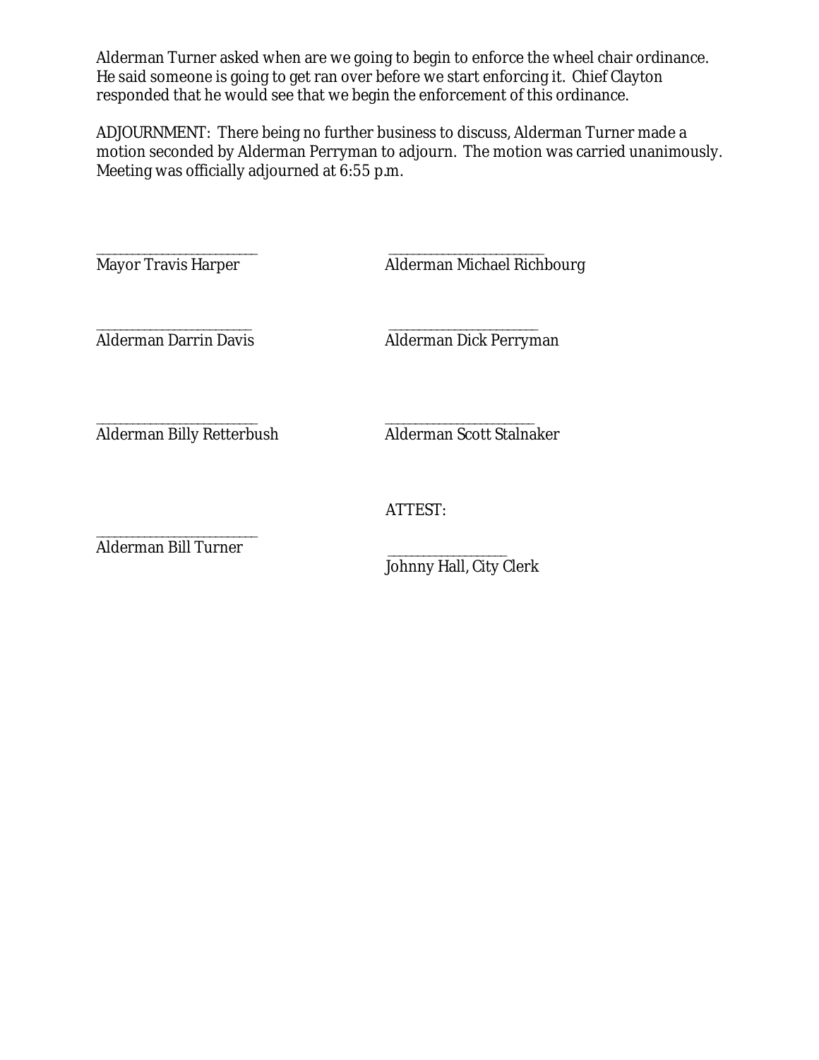Alderman Turner asked when are we going to begin to enforce the wheel chair ordinance. He said someone is going to get ran over before we start enforcing it. Chief Clayton responded that he would see that we begin the enforcement of this ordinance.

ADJOURNMENT: There being no further business to discuss, Alderman Turner made a motion seconded by Alderman Perryman to adjourn. The motion was carried unanimously. Meeting was officially adjourned at 6:55 p.m.

| | |
|---|---|
| ________________________ | ________________________ |
| Mayor Travis Harper | Alderman Michael Richbourg |
| ________________________ | ________________________ |
| Alderman Darrin Davis | Alderman Dick Perryman |
| ________________________ | ________________________ |
| Alderman Billy Retterbush | Alderman Scott Stalnaker |
| | ATTEST: |
| ________________________ | ________________________ |
| Alderman Bill Turner | Johnny Hall, City Clerk |